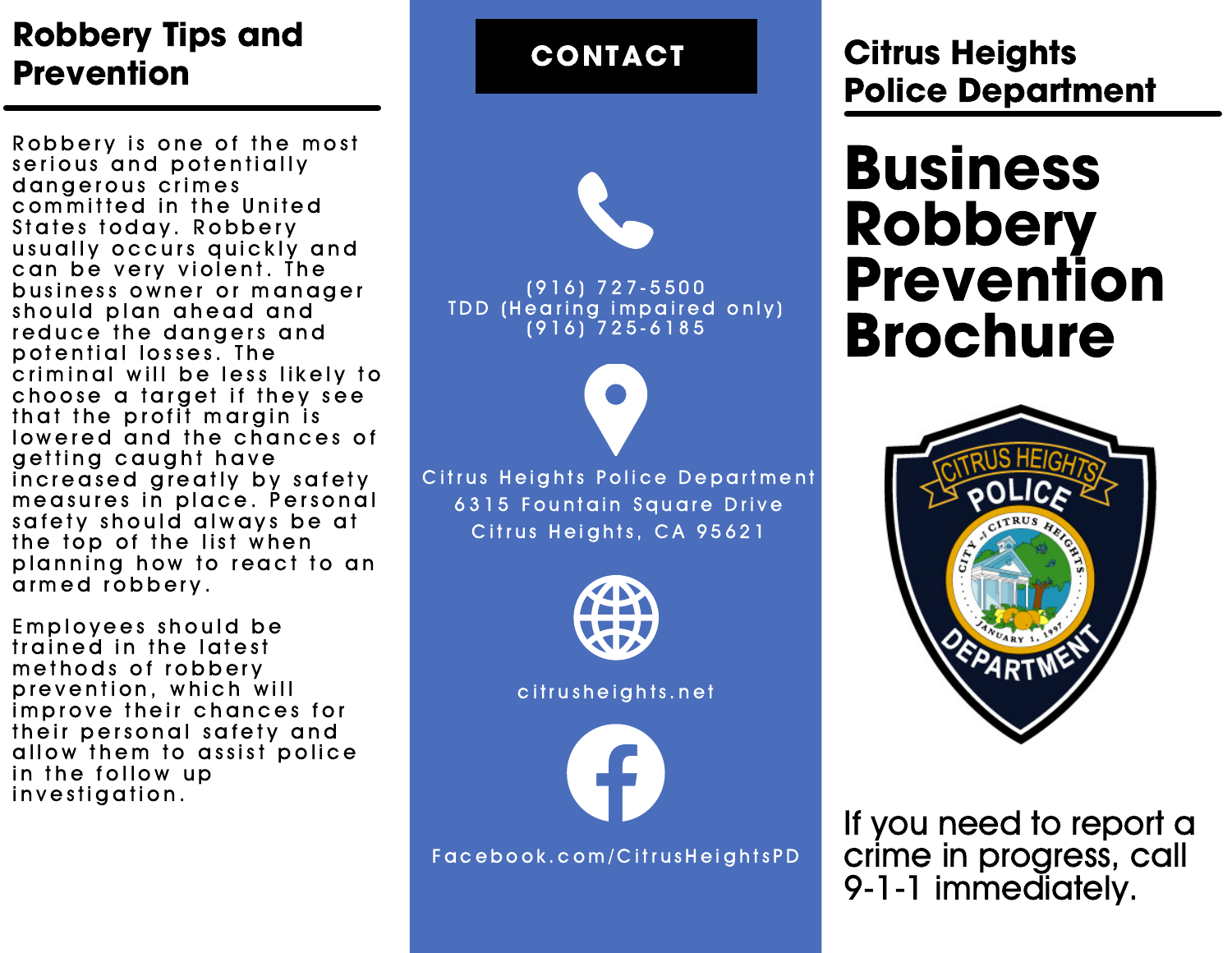## Robbery Tips and Prevention

Robbery is one of the most serious and potentially dangerous crimes committed in the United States today. Robbery usually occurs quickly and can be very violent. The business owner or manager should plan ahead and reduce the dangers and potential losses. The criminal will be less likely to choose a target if they see that the profit margin is lowered and the chances of getting caught have increased greatly by safety measures in place. Personal safety should always be at the top of the list when planning how to react to an armed robbery.

Employees should be trained in the latest methods of robbery prevention, which will improve their chances for their personal safety and allow them to assist police in the follow up investigation.

## CONTACT

(916) 727-5500
TDD (Hearing impaired only)
(916) 725-6185

Citrus Heights Police Department
6315 Fountain Square Drive
Citrus Heights, CA 95621

citrusheights.net

Facebook.com/CitrusHeightsPD

## Citrus Heights Police Department

# Business Robbery Prevention Brochure

If you need to report a crime in progress, call 9-1-1 immediately.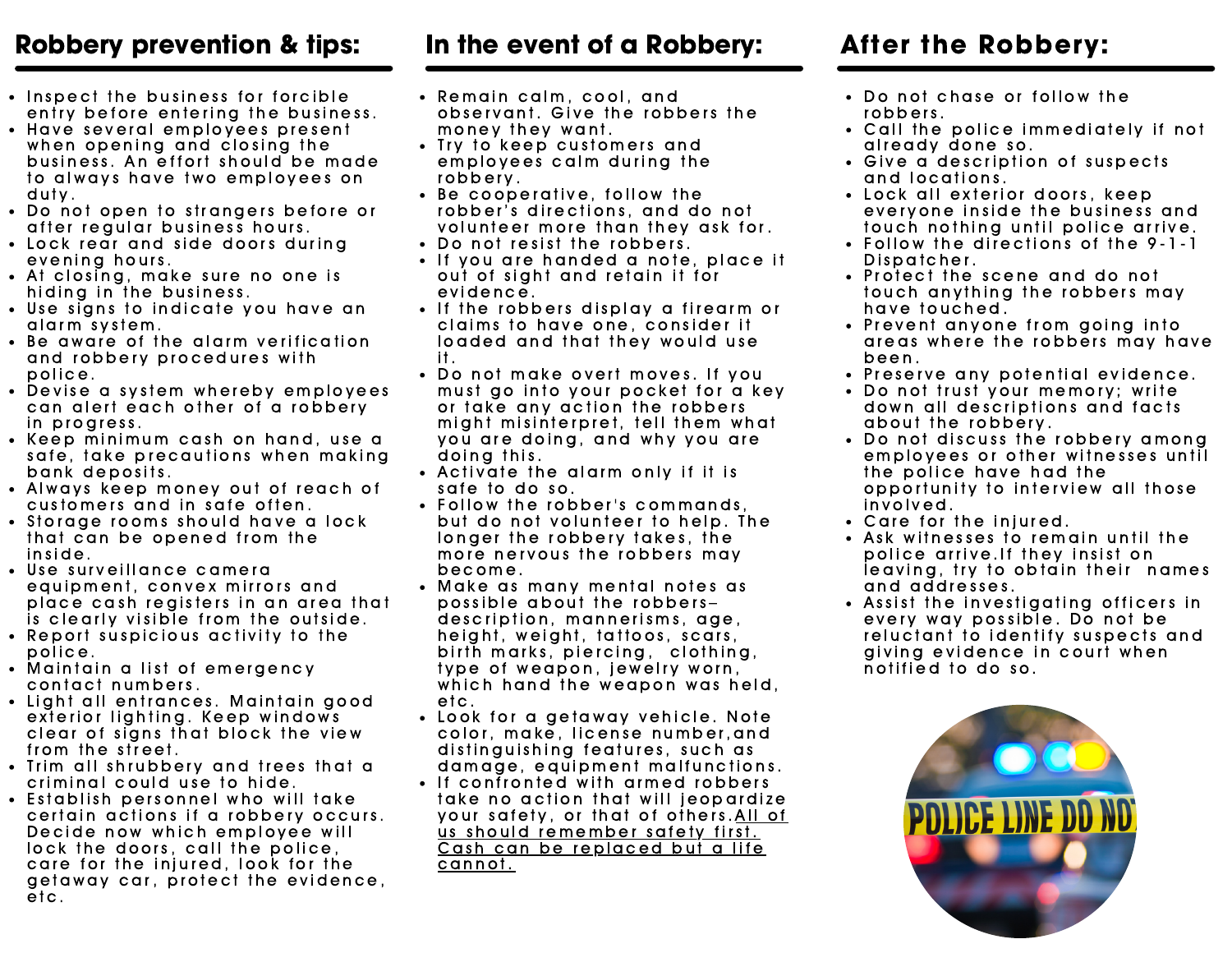## Robbery prevention & tips:

- Inspect the business for forcible entry before entering the business.
- Have several employees present when opening and closing the business. An effort should be made to always have two employees on duty.
- Do not open to strangers before or after regular business hours.
- Lock rear and side doors during evening hours.
- At closing, make sure no one is hiding in the business.
- Use signs to indicate you have an alarm system.
- Be aware of the alarm verification and robbery procedures with police.
- Devise a system whereby employees can alert each other of a robbery in progress.
- Keep minimum cash on hand, use a safe, take precautions when making bank deposits.
- Always keep money out of reach of customers and in safe often.
- Storage rooms should have a lock that can be opened from the inside.
- Use surveillance camera equipment, convex mirrors and place cash registers in an area that is clearly visible from the outside.
- Report suspicious activity to the police.
- Maintain a list of emergency contact numbers.
- Light all entrances. Maintain good exterior lighting. Keep windows clear of signs that block the view from the street.
- Trim all shrubbery and trees that a criminal could use to hide.
- Establish personnel who will take certain actions if a robbery occurs. Decide now which employee will lock the doors, call the police, care for the injured, look for the getaway car, protect the evidence, etc.

## In the event of a Robbery:

- Remain calm, cool, and observant. Give the robbers the money they want.
- Try to keep customers and employees calm during the robbery.
- Be cooperative, follow the robber's directions, and do not volunteer more than they ask for.
- Do not resist the robbers.
- If you are handed a note, place it out of sight and retain it for evidence.
- If the robbers display a firearm or claims to have one, consider it loaded and that they would use it.
- Do not make overt moves. If you must go into your pocket for a key or take any action the robbers might misinterpret, tell them what you are doing, and why you are doing this.
- Activate the alarm only if it is safe to do so.
- Follow the robber's commands, but do not volunteer to help. The longer the robbery takes, the more nervous the robbers may become.
- Make as many mental notes as possible about the robbers– description, mannerisms, age, height, weight, tattoos, scars, birth marks, piercing, clothing, type of weapon, jewelry worn, which hand the weapon was held, etc.
- Look for a getaway vehicle. Note color, make, license number,and distinguishing features, such as damage, equipment malfunctions.
- If confronted with armed robbers take no action that will jeopardize your safety, or that of others. <u>All of us should remember safety first. Cash can be replaced but a life cannot.</u>

## After the Robbery:

- Do not chase or follow the robbers.
- Call the police immediately if not already done so.
- Give a description of suspects and locations.
- Lock all exterior doors, keep everyone inside the business and touch nothing until police arrive.
- Follow the directions of the 9-1-1 Dispatcher.
- Protect the scene and do not touch anything the robbers may have touched.
- Prevent anyone from going into areas where the robbers may have been.
- Preserve any potential evidence.
- Do not trust your memory; write down all descriptions and facts about the robbery.
- Do not discuss the robbery among employees or other witnesses until the police have had the opportunity to interview all those involved.
- Care for the injured.
- Ask witnesses to remain until the police arrive.If they insist on leaving, try to obtain their names and addresses.
- Assist the investigating officers in every way possible. Do not be reluctant to identify suspects and giving evidence in court when notified to do so.